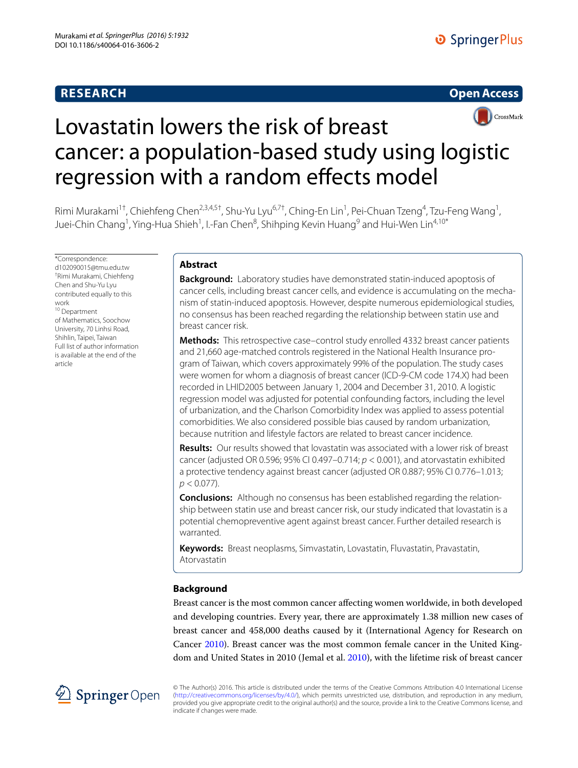**RESEARCH** **Open Access**

# Lovastatin lowers the risk of breast cancer: a population-based study using logistic regression with a random effects model

Rimi Murakami[1†], Chiehfeng Chen[2,3,4,5†], Shu-Yu Lyu[6,7†], Ching-En Lin[1], Pei-Chuan Tzeng[4], Tzu-Feng Wang[1], Juei-Chin Chang[1], Ying-Hua Shieh[1], I-Fan Chen[8], Shihping Kevin Huang[9] and Hui-Wen Lin[4,10*]

*Correspondence: d102090015@tmu.edu.tw
†Rimi Murakami, Chiehfeng Chen and Shu-Yu Lyu contributed equally to this work
[10] Department of Mathematics, Soochow University, 70 Linhsi Road, Shihlin, Taipei, Taiwan
Full list of author information is available at the end of the article

## Abstract

**Background:** Laboratory studies have demonstrated statin-induced apoptosis of cancer cells, including breast cancer cells, and evidence is accumulating on the mechanism of statin-induced apoptosis. However, despite numerous epidemiological studies, no consensus has been reached regarding the relationship between statin use and breast cancer risk.

**Methods:** This retrospective case–control study enrolled 4332 breast cancer patients and 21,660 age-matched controls registered in the National Health Insurance program of Taiwan, which covers approximately 99% of the population. The study cases were women for whom a diagnosis of breast cancer (ICD-9-CM code 174.X) had been recorded in LHID2005 between January 1, 2004 and December 31, 2010. A logistic regression model was adjusted for potential confounding factors, including the level of urbanization, and the Charlson Comorbidity Index was applied to assess potential comorbidities. We also considered possible bias caused by random urbanization, because nutrition and lifestyle factors are related to breast cancer incidence.

**Results:** Our results showed that lovastatin was associated with a lower risk of breast cancer (adjusted OR 0.596; 95% CI 0.497–0.714; $p < 0.001$), and atorvastatin exhibited a protective tendency against breast cancer (adjusted OR 0.887; 95% CI 0.776–1.013; $p < 0.077$).

**Conclusions:** Although no consensus has been established regarding the relationship between statin use and breast cancer risk, our study indicated that lovastatin is a potential chemopreventive agent against breast cancer. Further detailed research is warranted.

**Keywords:** Breast neoplasms, Simvastatin, Lovastatin, Fluvastatin, Pravastatin, Atorvastatin

## Background

Breast cancer is the most common cancer affecting women worldwide, in both developed and developing countries. Every year, there are approximately 1.38 million new cases of breast cancer and 458,000 deaths caused by it (International Agency for Research on Cancer 2010). Breast cancer was the most common female cancer in the United Kingdom and United States in 2010 (Jemal et al. 2010), with the lifetime risk of breast cancer

© The Author(s) 2016. This article is distributed under the terms of the Creative Commons Attribution 4.0 International License (http://creativecommons.org/licenses/by/4.0/), which permits unrestricted use, distribution, and reproduction in any medium, provided you give appropriate credit to the original author(s) and the source, provide a link to the Creative Commons license, and indicate if changes were made.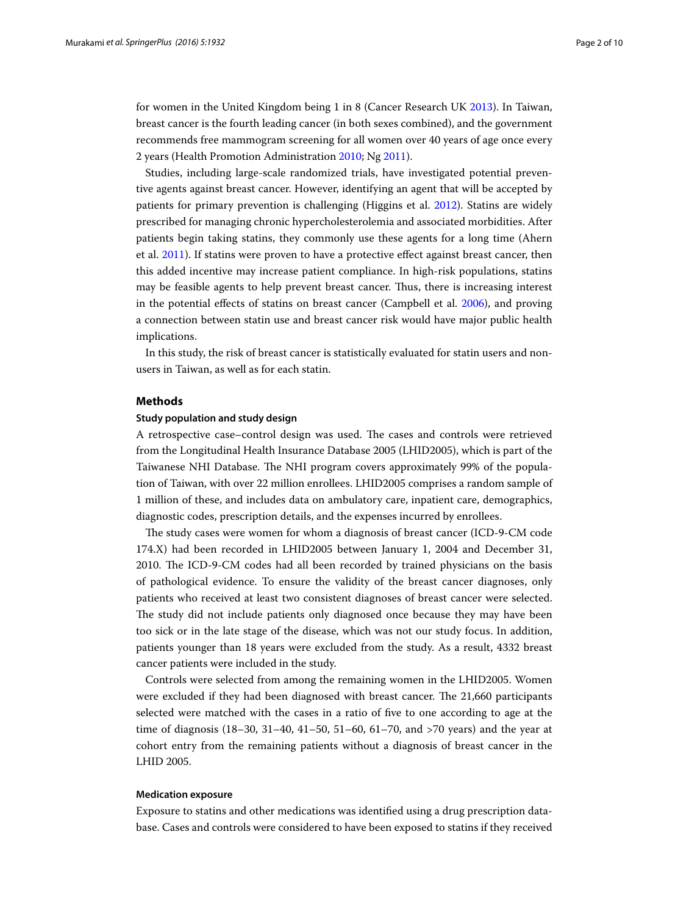for women in the United Kingdom being 1 in 8 (Cancer Research UK 2013). In Taiwan, breast cancer is the fourth leading cancer (in both sexes combined), and the government recommends free mammogram screening for all women over 40 years of age once every 2 years (Health Promotion Administration 2010; Ng 2011).

Studies, including large-scale randomized trials, have investigated potential preventive agents against breast cancer. However, identifying an agent that will be accepted by patients for primary prevention is challenging (Higgins et al. 2012). Statins are widely prescribed for managing chronic hypercholesterolemia and associated morbidities. After patients begin taking statins, they commonly use these agents for a long time (Ahern et al. 2011). If statins were proven to have a protective effect against breast cancer, then this added incentive may increase patient compliance. In high-risk populations, statins may be feasible agents to help prevent breast cancer. Thus, there is increasing interest in the potential effects of statins on breast cancer (Campbell et al. 2006), and proving a connection between statin use and breast cancer risk would have major public health implications.

In this study, the risk of breast cancer is statistically evaluated for statin users and non-users in Taiwan, as well as for each statin.

## Methods

### Study population and study design

A retrospective case–control design was used. The cases and controls were retrieved from the Longitudinal Health Insurance Database 2005 (LHID2005), which is part of the Taiwanese NHI Database. The NHI program covers approximately 99% of the population of Taiwan, with over 22 million enrollees. LHID2005 comprises a random sample of 1 million of these, and includes data on ambulatory care, inpatient care, demographics, diagnostic codes, prescription details, and the expenses incurred by enrollees.

The study cases were women for whom a diagnosis of breast cancer (ICD-9-CM code 174.X) had been recorded in LHID2005 between January 1, 2004 and December 31, 2010. The ICD-9-CM codes had all been recorded by trained physicians on the basis of pathological evidence. To ensure the validity of the breast cancer diagnoses, only patients who received at least two consistent diagnoses of breast cancer were selected. The study did not include patients only diagnosed once because they may have been too sick or in the late stage of the disease, which was not our study focus. In addition, patients younger than 18 years were excluded from the study. As a result, 4332 breast cancer patients were included in the study.

Controls were selected from among the remaining women in the LHID2005. Women were excluded if they had been diagnosed with breast cancer. The 21,660 participants selected were matched with the cases in a ratio of five to one according to age at the time of diagnosis (18–30, 31–40, 41–50, 51–60, 61–70, and >70 years) and the year at cohort entry from the remaining patients without a diagnosis of breast cancer in the LHID 2005.

### Medication exposure

Exposure to statins and other medications was identified using a drug prescription database. Cases and controls were considered to have been exposed to statins if they received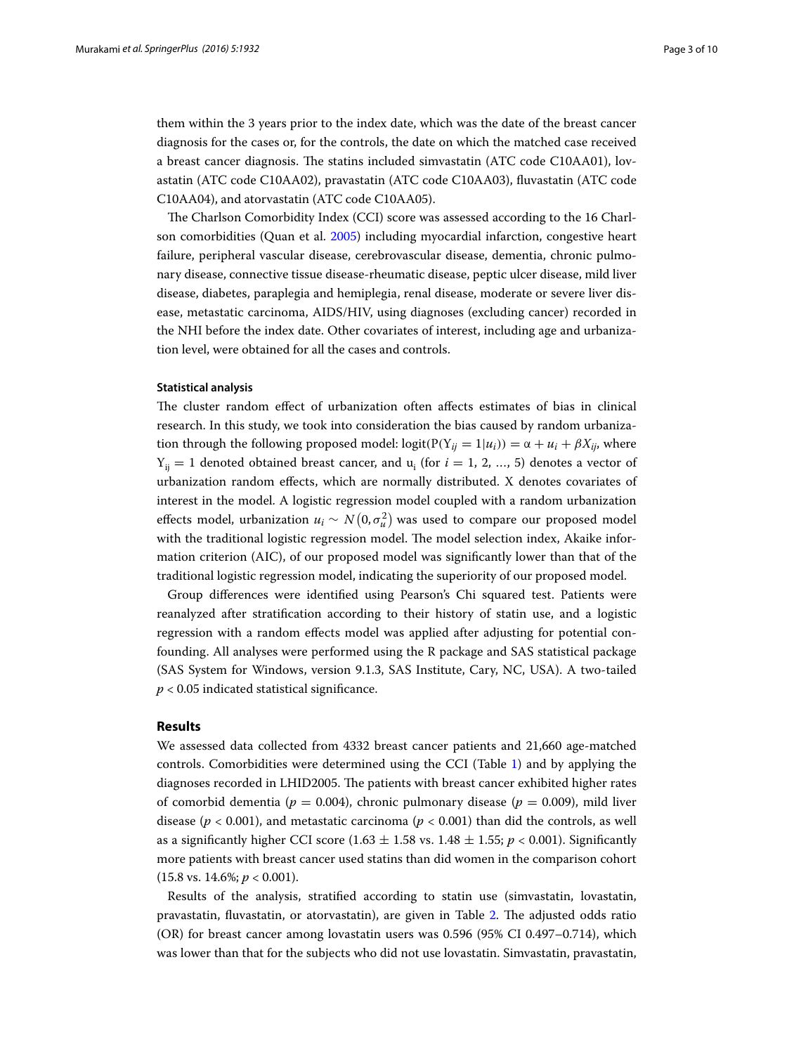them within the 3 years prior to the index date, which was the date of the breast cancer diagnosis for the cases or, for the controls, the date on which the matched case received a breast cancer diagnosis. The statins included simvastatin (ATC code C10AA01), lovastatin (ATC code C10AA02), pravastatin (ATC code C10AA03), fluvastatin (ATC code C10AA04), and atorvastatin (ATC code C10AA05).

The Charlson Comorbidity Index (CCI) score was assessed according to the 16 Charlson comorbidities (Quan et al. 2005) including myocardial infarction, congestive heart failure, peripheral vascular disease, cerebrovascular disease, dementia, chronic pulmonary disease, connective tissue disease-rheumatic disease, peptic ulcer disease, mild liver disease, diabetes, paraplegia and hemiplegia, renal disease, moderate or severe liver disease, metastatic carcinoma, AIDS/HIV, using diagnoses (excluding cancer) recorded in the NHI before the index date. Other covariates of interest, including age and urbanization level, were obtained for all the cases and controls.

#### Statistical analysis

The cluster random effect of urbanization often affects estimates of bias in clinical research. In this study, we took into consideration the bias caused by random urbanization through the following proposed model: $\text{logit}(P(Y_{ij} = 1|u_i)) = \alpha + u_i + \beta X_{ij}$, where $Y_{ij} = 1$ denoted obtained breast cancer, and $u_i$ (for $i = 1, 2, \ldots, 5$) denotes a vector of urbanization random effects, which are normally distributed. X denotes covariates of interest in the model. A logistic regression model coupled with a random urbanization effects model, urbanization $u_i \sim N(0, \sigma_u^2)$ was used to compare our proposed model with the traditional logistic regression model. The model selection index, Akaike information criterion (AIC), of our proposed model was significantly lower than that of the traditional logistic regression model, indicating the superiority of our proposed model.

Group differences were identified using Pearson's Chi squared test. Patients were reanalyzed after stratification according to their history of statin use, and a logistic regression with a random effects model was applied after adjusting for potential confounding. All analyses were performed using the R package and SAS statistical package (SAS System for Windows, version 9.1.3, SAS Institute, Cary, NC, USA). A two-tailed $p < 0.05$ indicated statistical significance.

## Results

We assessed data collected from 4332 breast cancer patients and 21,660 age-matched controls. Comorbidities were determined using the CCI (Table 1) and by applying the diagnoses recorded in LHID2005. The patients with breast cancer exhibited higher rates of comorbid dementia ($p = 0.004$), chronic pulmonary disease ($p = 0.009$), mild liver disease ($p < 0.001$), and metastatic carcinoma ($p < 0.001$) than did the controls, as well as a significantly higher CCI score ($1.63 \pm 1.58$ vs. $1.48 \pm 1.55$; $p < 0.001$). Significantly more patients with breast cancer used statins than did women in the comparison cohort (15.8 vs. 14.6%; $p < 0.001$).

Results of the analysis, stratified according to statin use (simvastatin, lovastatin, pravastatin, fluvastatin, or atorvastatin), are given in Table 2. The adjusted odds ratio (OR) for breast cancer among lovastatin users was 0.596 (95% CI 0.497–0.714), which was lower than that for the subjects who did not use lovastatin. Simvastatin, pravastatin,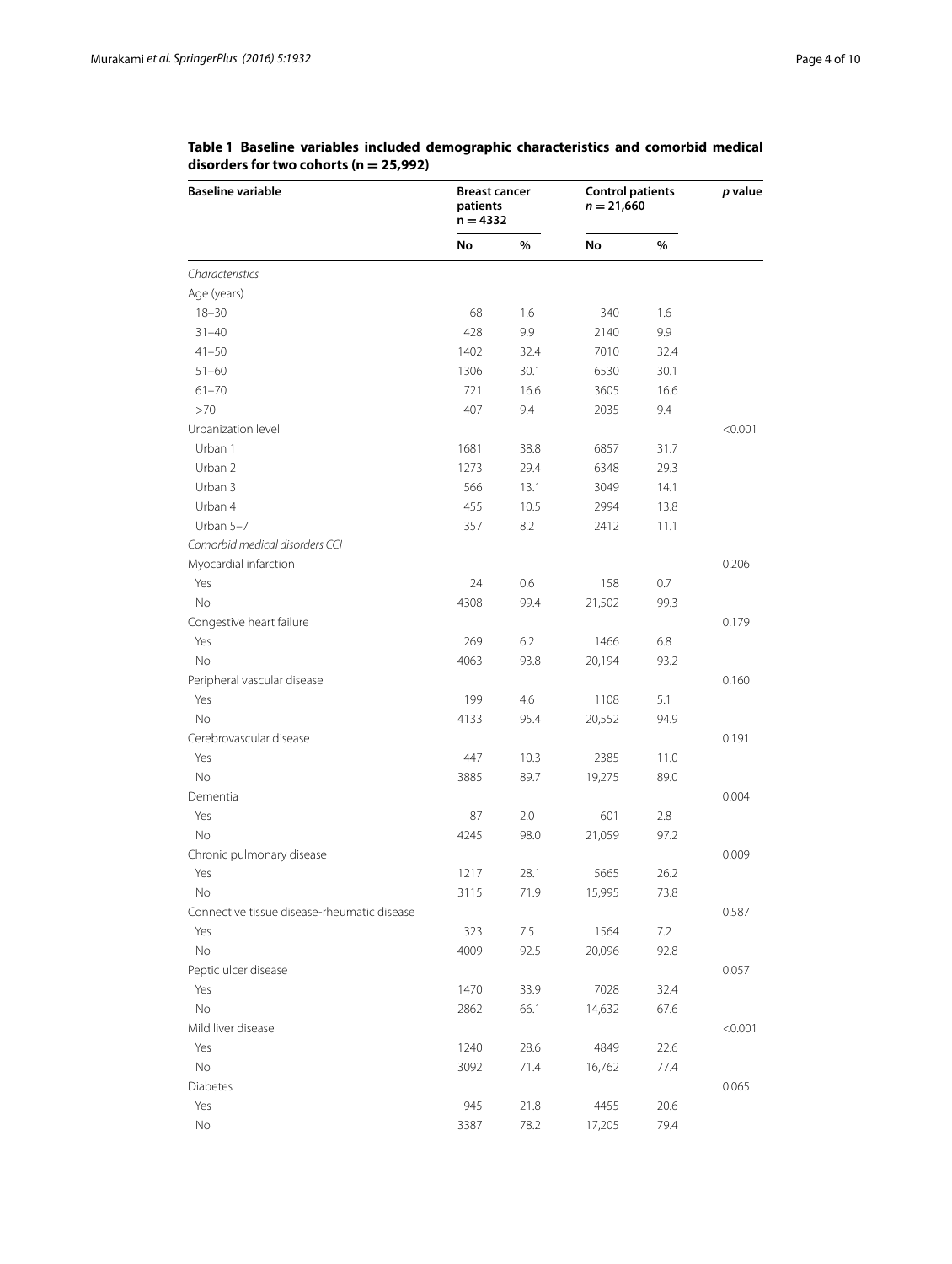**Table 1 Baseline variables included demographic characteristics and comorbid medical disorders for two cohorts (n = 25,992)**

| Baseline variable | Breast cancer patients n = 4332 | | Control patients *n* = 21,660 | | *p* value |
|---|---|---|---|---|---|
| | **No** | **%** | **No** | **%** | |
| *Characteristics* | | | | | |
| Age (years) | | | | | |
| 18–30 | 68 | 1.6 | 340 | 1.6 | |
| 31–40 | 428 | 9.9 | 2140 | 9.9 | |
| 41–50 | 1402 | 32.4 | 7010 | 32.4 | |
| 51–60 | 1306 | 30.1 | 6530 | 30.1 | |
| 61–70 | 721 | 16.6 | 3605 | 16.6 | |
| >70 | 407 | 9.4 | 2035 | 9.4 | |
| Urbanization level | | | | | <0.001 |
| Urban 1 | 1681 | 38.8 | 6857 | 31.7 | |
| Urban 2 | 1273 | 29.4 | 6348 | 29.3 | |
| Urban 3 | 566 | 13.1 | 3049 | 14.1 | |
| Urban 4 | 455 | 10.5 | 2994 | 13.8 | |
| Urban 5–7 | 357 | 8.2 | 2412 | 11.1 | |
| *Comorbid medical disorders CCI* | | | | | |
| Myocardial infarction | | | | | 0.206 |
| Yes | 24 | 0.6 | 158 | 0.7 | |
| No | 4308 | 99.4 | 21,502 | 99.3 | |
| Congestive heart failure | | | | | 0.179 |
| Yes | 269 | 6.2 | 1466 | 6.8 | |
| No | 4063 | 93.8 | 20,194 | 93.2 | |
| Peripheral vascular disease | | | | | 0.160 |
| Yes | 199 | 4.6 | 1108 | 5.1 | |
| No | 4133 | 95.4 | 20,552 | 94.9 | |
| Cerebrovascular disease | | | | | 0.191 |
| Yes | 447 | 10.3 | 2385 | 11.0 | |
| No | 3885 | 89.7 | 19,275 | 89.0 | |
| Dementia | | | | | 0.004 |
| Yes | 87 | 2.0 | 601 | 2.8 | |
| No | 4245 | 98.0 | 21,059 | 97.2 | |
| Chronic pulmonary disease | | | | | 0.009 |
| Yes | 1217 | 28.1 | 5665 | 26.2 | |
| No | 3115 | 71.9 | 15,995 | 73.8 | |
| Connective tissue disease-rheumatic disease | | | | | 0.587 |
| Yes | 323 | 7.5 | 1564 | 7.2 | |
| No | 4009 | 92.5 | 20,096 | 92.8 | |
| Peptic ulcer disease | | | | | 0.057 |
| Yes | 1470 | 33.9 | 7028 | 32.4 | |
| No | 2862 | 66.1 | 14,632 | 67.6 | |
| Mild liver disease | | | | | <0.001 |
| Yes | 1240 | 28.6 | 4849 | 22.6 | |
| No | 3092 | 71.4 | 16,762 | 77.4 | |
| Diabetes | | | | | 0.065 |
| Yes | 945 | 21.8 | 4455 | 20.6 | |
| No | 3387 | 78.2 | 17,205 | 79.4 | |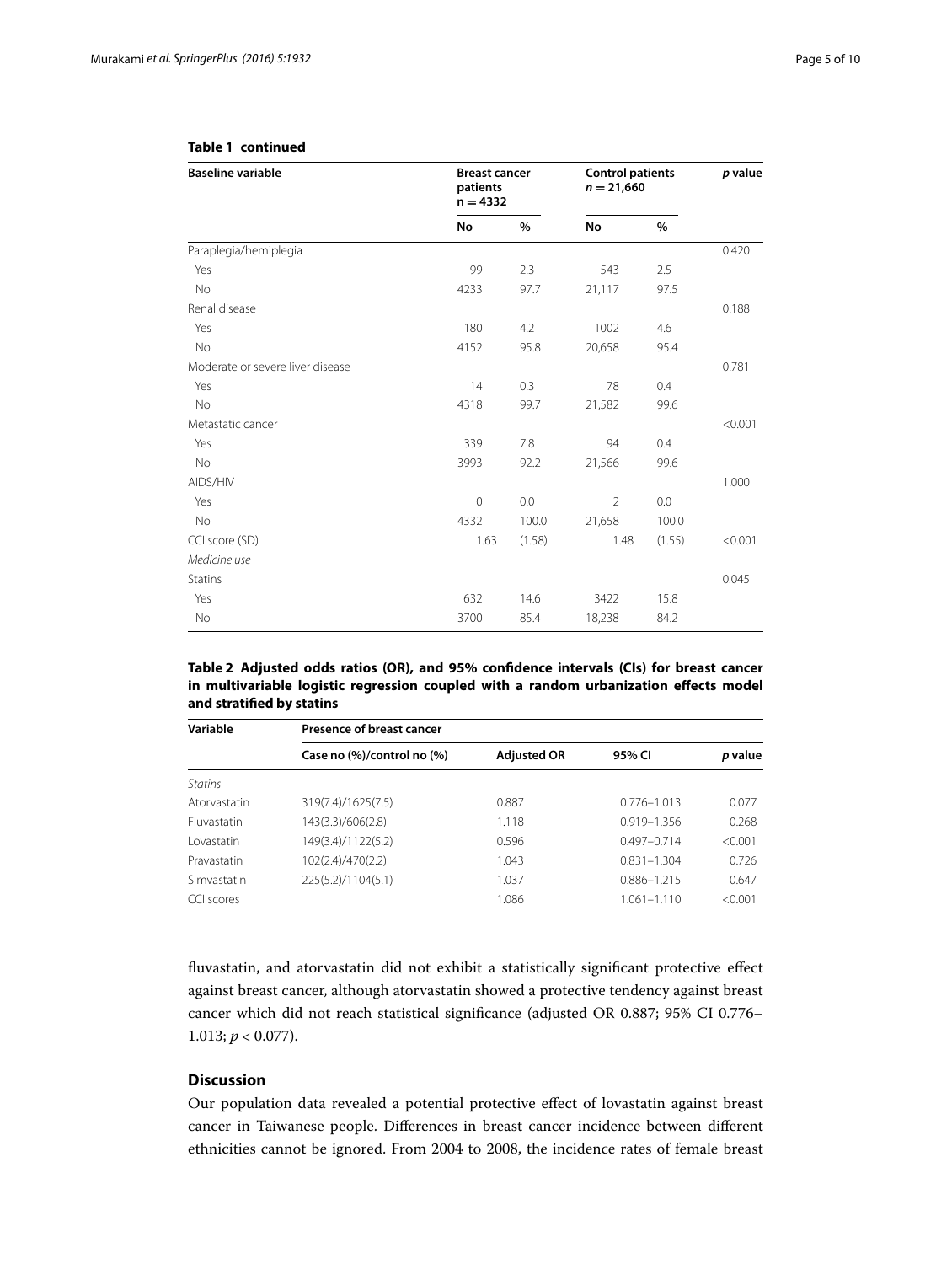**Table 1 continued**

| Baseline variable | Breast cancer patients n = 4332 | | Control patients $n = 21,660$ | | *p* value |
|---|---|---|---|---|---|
| | No | % | No | % | |
| Paraplegia/hemiplegia | | | | | 0.420 |
| Yes | 99 | 2.3 | 543 | 2.5 | |
| No | 4233 | 97.7 | 21,117 | 97.5 | |
| Renal disease | | | | | 0.188 |
| Yes | 180 | 4.2 | 1002 | 4.6 | |
| No | 4152 | 95.8 | 20,658 | 95.4 | |
| Moderate or severe liver disease | | | | | 0.781 |
| Yes | 14 | 0.3 | 78 | 0.4 | |
| No | 4318 | 99.7 | 21,582 | 99.6 | |
| Metastatic cancer | | | | | <0.001 |
| Yes | 339 | 7.8 | 94 | 0.4 | |
| No | 3993 | 92.2 | 21,566 | 99.6 | |
| AIDS/HIV | | | | | 1.000 |
| Yes | 0 | 0.0 | 2 | 0.0 | |
| No | 4332 | 100.0 | 21,658 | 100.0 | |
| CCI score (SD) | 1.63 | (1.58) | 1.48 | (1.55) | <0.001 |
| *Medicine use* | | | | | |
| Statins | | | | | 0.045 |
| Yes | 632 | 14.6 | 3422 | 15.8 | |
| No | 3700 | 85.4 | 18,238 | 84.2 | |

**Table 2 Adjusted odds ratios (OR), and 95% confidence intervals (CIs) for breast cancer in multivariable logistic regression coupled with a random urbanization effects model and stratified by statins**

| Variable | Presence of breast cancer | | | |
|---|---|---|---|---|
| | Case no (%)/control no (%) | Adjusted OR | 95% CI | *p* value |
| *Statins* | | | | |
| Atorvastatin | 319(7.4)/1625(7.5) | 0.887 | 0.776–1.013 | 0.077 |
| Fluvastatin | 143(3.3)/606(2.8) | 1.118 | 0.919–1.356 | 0.268 |
| Lovastatin | 149(3.4)/1122(5.2) | 0.596 | 0.497–0.714 | <0.001 |
| Pravastatin | 102(2.4)/470(2.2) | 1.043 | 0.831–1.304 | 0.726 |
| Simvastatin | 225(5.2)/1104(5.1) | 1.037 | 0.886–1.215 | 0.647 |
| CCI scores | | 1.086 | 1.061–1.110 | <0.001 |

fluvastatin, and atorvastatin did not exhibit a statistically significant protective effect against breast cancer, although atorvastatin showed a protective tendency against breast cancer which did not reach statistical significance (adjusted OR 0.887; 95% CI 0.776–1.013; $p < 0.077$).

## Discussion

Our population data revealed a potential protective effect of lovastatin against breast cancer in Taiwanese people. Differences in breast cancer incidence between different ethnicities cannot be ignored. From 2004 to 2008, the incidence rates of female breast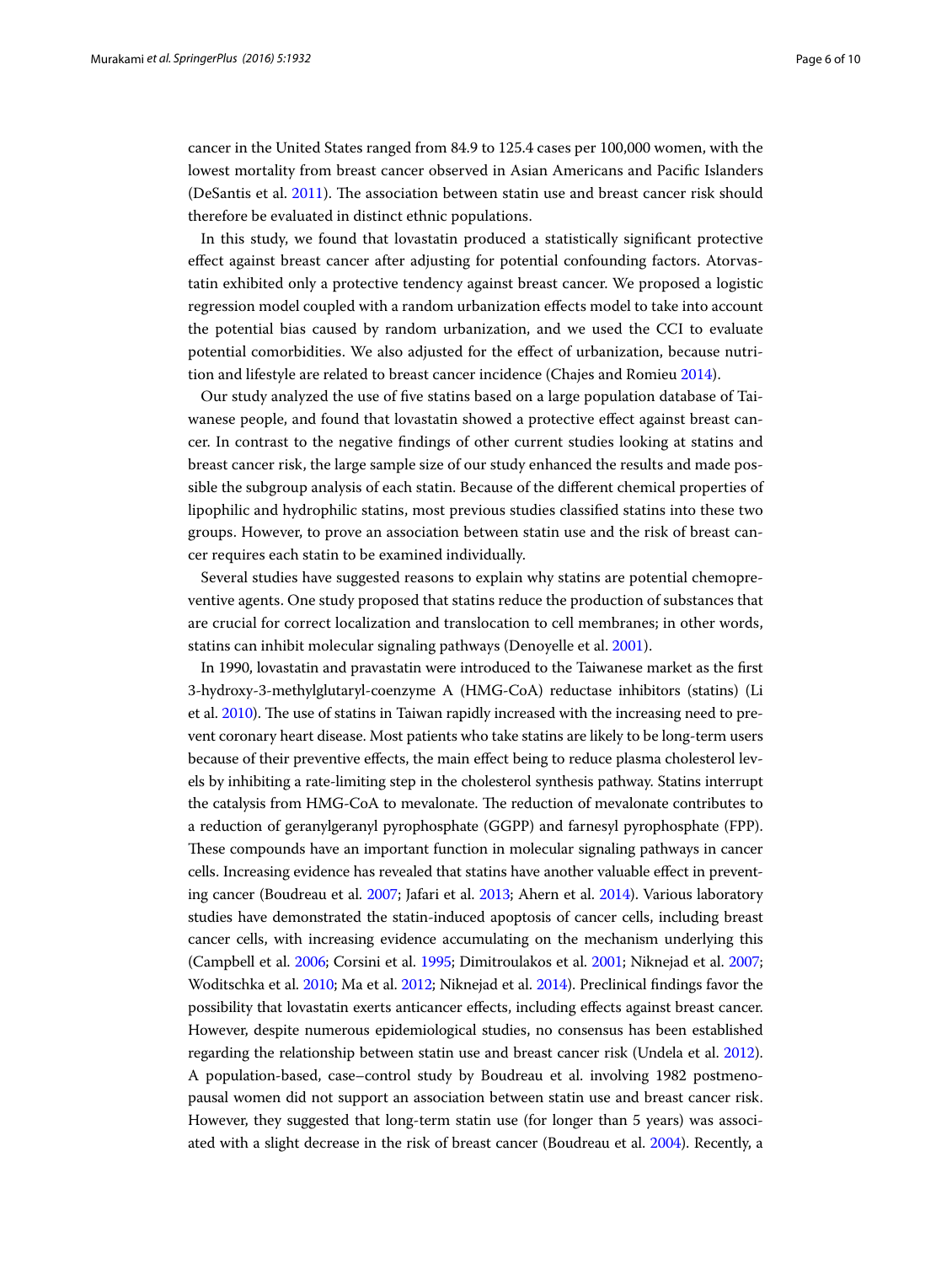cancer in the United States ranged from 84.9 to 125.4 cases per 100,000 women, with the lowest mortality from breast cancer observed in Asian Americans and Pacific Islanders (DeSantis et al. 2011). The association between statin use and breast cancer risk should therefore be evaluated in distinct ethnic populations.

In this study, we found that lovastatin produced a statistically significant protective effect against breast cancer after adjusting for potential confounding factors. Atorvastatin exhibited only a protective tendency against breast cancer. We proposed a logistic regression model coupled with a random urbanization effects model to take into account the potential bias caused by random urbanization, and we used the CCI to evaluate potential comorbidities. We also adjusted for the effect of urbanization, because nutrition and lifestyle are related to breast cancer incidence (Chajes and Romieu 2014).

Our study analyzed the use of five statins based on a large population database of Taiwanese people, and found that lovastatin showed a protective effect against breast cancer. In contrast to the negative findings of other current studies looking at statins and breast cancer risk, the large sample size of our study enhanced the results and made possible the subgroup analysis of each statin. Because of the different chemical properties of lipophilic and hydrophilic statins, most previous studies classified statins into these two groups. However, to prove an association between statin use and the risk of breast cancer requires each statin to be examined individually.

Several studies have suggested reasons to explain why statins are potential chemopreventive agents. One study proposed that statins reduce the production of substances that are crucial for correct localization and translocation to cell membranes; in other words, statins can inhibit molecular signaling pathways (Denoyelle et al. 2001).

In 1990, lovastatin and pravastatin were introduced to the Taiwanese market as the first 3-hydroxy-3-methylglutaryl-coenzyme A (HMG-CoA) reductase inhibitors (statins) (Li et al. 2010). The use of statins in Taiwan rapidly increased with the increasing need to prevent coronary heart disease. Most patients who take statins are likely to be long-term users because of their preventive effects, the main effect being to reduce plasma cholesterol levels by inhibiting a rate-limiting step in the cholesterol synthesis pathway. Statins interrupt the catalysis from HMG-CoA to mevalonate. The reduction of mevalonate contributes to a reduction of geranylgeranyl pyrophosphate (GGPP) and farnesyl pyrophosphate (FPP). These compounds have an important function in molecular signaling pathways in cancer cells. Increasing evidence has revealed that statins have another valuable effect in preventing cancer (Boudreau et al. 2007; Jafari et al. 2013; Ahern et al. 2014). Various laboratory studies have demonstrated the statin-induced apoptosis of cancer cells, including breast cancer cells, with increasing evidence accumulating on the mechanism underlying this (Campbell et al. 2006; Corsini et al. 1995; Dimitroulakos et al. 2001; Niknejad et al. 2007; Woditschka et al. 2010; Ma et al. 2012; Niknejad et al. 2014). Preclinical findings favor the possibility that lovastatin exerts anticancer effects, including effects against breast cancer. However, despite numerous epidemiological studies, no consensus has been established regarding the relationship between statin use and breast cancer risk (Undela et al. 2012). A population-based, case–control study by Boudreau et al. involving 1982 postmenopausal women did not support an association between statin use and breast cancer risk. However, they suggested that long-term statin use (for longer than 5 years) was associated with a slight decrease in the risk of breast cancer (Boudreau et al. 2004). Recently, a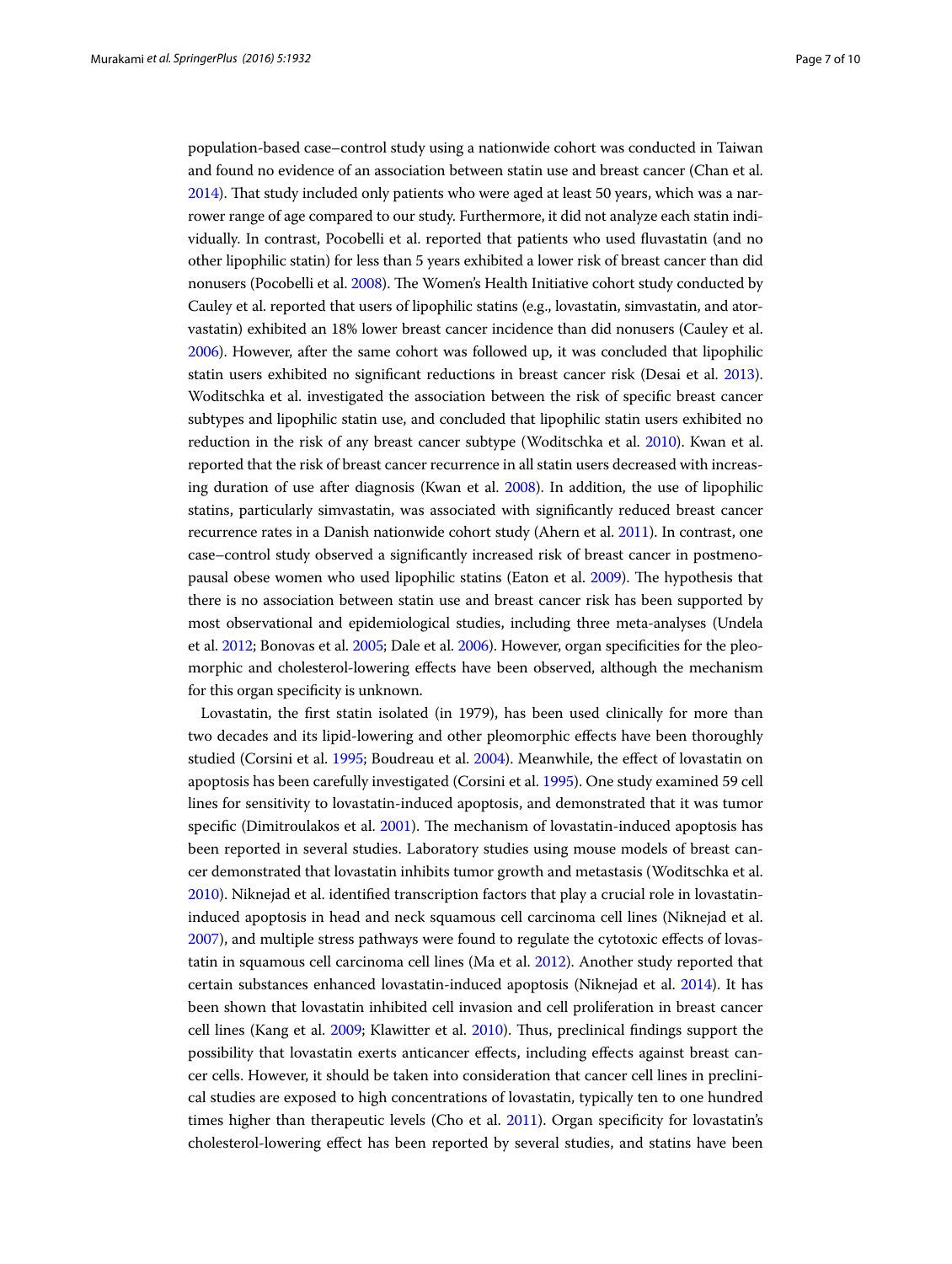population-based case–control study using a nationwide cohort was conducted in Taiwan and found no evidence of an association between statin use and breast cancer (Chan et al. 2014). That study included only patients who were aged at least 50 years, which was a narrower range of age compared to our study. Furthermore, it did not analyze each statin individually. In contrast, Pocobelli et al. reported that patients who used fluvastatin (and no other lipophilic statin) for less than 5 years exhibited a lower risk of breast cancer than did nonusers (Pocobelli et al. 2008). The Women's Health Initiative cohort study conducted by Cauley et al. reported that users of lipophilic statins (e.g., lovastatin, simvastatin, and atorvastatin) exhibited an 18% lower breast cancer incidence than did nonusers (Cauley et al. 2006). However, after the same cohort was followed up, it was concluded that lipophilic statin users exhibited no significant reductions in breast cancer risk (Desai et al. 2013). Woditschka et al. investigated the association between the risk of specific breast cancer subtypes and lipophilic statin use, and concluded that lipophilic statin users exhibited no reduction in the risk of any breast cancer subtype (Woditschka et al. 2010). Kwan et al. reported that the risk of breast cancer recurrence in all statin users decreased with increasing duration of use after diagnosis (Kwan et al. 2008). In addition, the use of lipophilic statins, particularly simvastatin, was associated with significantly reduced breast cancer recurrence rates in a Danish nationwide cohort study (Ahern et al. 2011). In contrast, one case–control study observed a significantly increased risk of breast cancer in postmenopausal obese women who used lipophilic statins (Eaton et al. 2009). The hypothesis that there is no association between statin use and breast cancer risk has been supported by most observational and epidemiological studies, including three meta-analyses (Undela et al. 2012; Bonovas et al. 2005; Dale et al. 2006). However, organ specificities for the pleomorphic and cholesterol-lowering effects have been observed, although the mechanism for this organ specificity is unknown.

Lovastatin, the first statin isolated (in 1979), has been used clinically for more than two decades and its lipid-lowering and other pleomorphic effects have been thoroughly studied (Corsini et al. 1995; Boudreau et al. 2004). Meanwhile, the effect of lovastatin on apoptosis has been carefully investigated (Corsini et al. 1995). One study examined 59 cell lines for sensitivity to lovastatin-induced apoptosis, and demonstrated that it was tumor specific (Dimitroulakos et al. 2001). The mechanism of lovastatin-induced apoptosis has been reported in several studies. Laboratory studies using mouse models of breast cancer demonstrated that lovastatin inhibits tumor growth and metastasis (Woditschka et al. 2010). Niknejad et al. identified transcription factors that play a crucial role in lovastatin-induced apoptosis in head and neck squamous cell carcinoma cell lines (Niknejad et al. 2007), and multiple stress pathways were found to regulate the cytotoxic effects of lovastatin in squamous cell carcinoma cell lines (Ma et al. 2012). Another study reported that certain substances enhanced lovastatin-induced apoptosis (Niknejad et al. 2014). It has been shown that lovastatin inhibited cell invasion and cell proliferation in breast cancer cell lines (Kang et al. 2009; Klawitter et al. 2010). Thus, preclinical findings support the possibility that lovastatin exerts anticancer effects, including effects against breast cancer cells. However, it should be taken into consideration that cancer cell lines in preclinical studies are exposed to high concentrations of lovastatin, typically ten to one hundred times higher than therapeutic levels (Cho et al. 2011). Organ specificity for lovastatin's cholesterol-lowering effect has been reported by several studies, and statins have been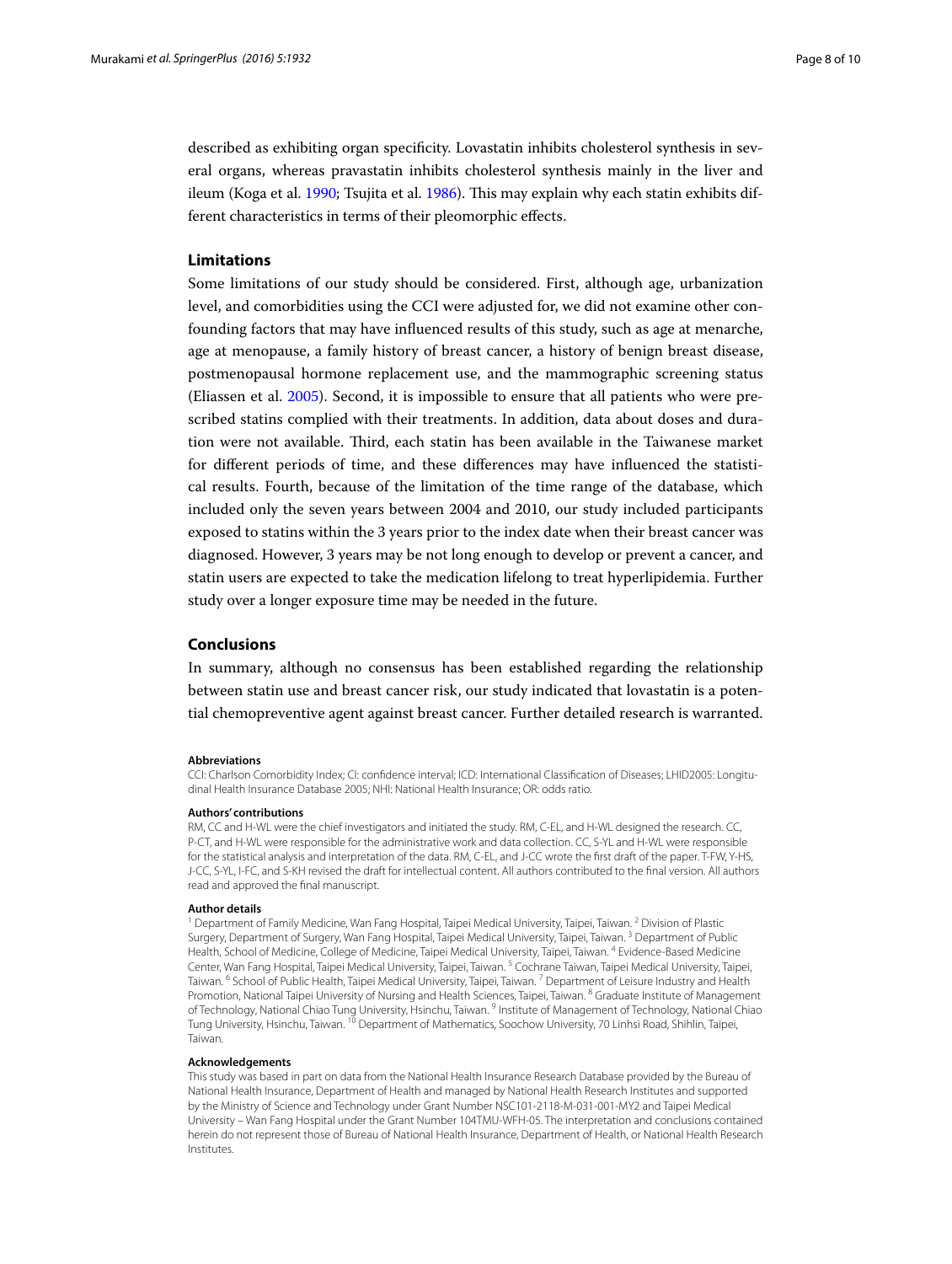described as exhibiting organ specificity. Lovastatin inhibits cholesterol synthesis in several organs, whereas pravastatin inhibits cholesterol synthesis mainly in the liver and ileum (Koga et al. 1990; Tsujita et al. 1986). This may explain why each statin exhibits different characteristics in terms of their pleomorphic effects.

## Limitations

Some limitations of our study should be considered. First, although age, urbanization level, and comorbidities using the CCI were adjusted for, we did not examine other confounding factors that may have influenced results of this study, such as age at menarche, age at menopause, a family history of breast cancer, a history of benign breast disease, postmenopausal hormone replacement use, and the mammographic screening status (Eliassen et al. 2005). Second, it is impossible to ensure that all patients who were prescribed statins complied with their treatments. In addition, data about doses and duration were not available. Third, each statin has been available in the Taiwanese market for different periods of time, and these differences may have influenced the statistical results. Fourth, because of the limitation of the time range of the database, which included only the seven years between 2004 and 2010, our study included participants exposed to statins within the 3 years prior to the index date when their breast cancer was diagnosed. However, 3 years may be not long enough to develop or prevent a cancer, and statin users are expected to take the medication lifelong to treat hyperlipidemia. Further study over a longer exposure time may be needed in the future.

## Conclusions

In summary, although no consensus has been established regarding the relationship between statin use and breast cancer risk, our study indicated that lovastatin is a potential chemopreventive agent against breast cancer. Further detailed research is warranted.

#### Abbreviations

CCI: Charlson Comorbidity Index; CI: confidence interval; ICD: International Classification of Diseases; LHID2005: Longitudinal Health Insurance Database 2005; NHI: National Health Insurance; OR: odds ratio.

#### Authors' contributions

RM, CC and H-WL were the chief investigators and initiated the study. RM, C-EL, and H-WL designed the research. CC, P-CT, and H-WL were responsible for the administrative work and data collection. CC, S-YL and H-WL were responsible for the statistical analysis and interpretation of the data. RM, C-EL, and J-CC wrote the first draft of the paper. T-FW, Y-HS, J-CC, S-YL, I-FC, and S-KH revised the draft for intellectual content. All authors contributed to the final version. All authors read and approved the final manuscript.

#### Author details

[1] Department of Family Medicine, Wan Fang Hospital, Taipei Medical University, Taipei, Taiwan. [2] Division of Plastic Surgery, Department of Surgery, Wan Fang Hospital, Taipei Medical University, Taipei, Taiwan. [3] Department of Public Health, School of Medicine, College of Medicine, Taipei Medical University, Taipei, Taiwan. [4] Evidence-Based Medicine Center, Wan Fang Hospital, Taipei Medical University, Taipei, Taiwan. [5] Cochrane Taiwan, Taipei Medical University, Taipei, Taiwan. [6] School of Public Health, Taipei Medical University, Taipei, Taiwan. [7] Department of Leisure Industry and Health Promotion, National Taipei University of Nursing and Health Sciences, Taipei, Taiwan. [8] Graduate Institute of Management of Technology, National Chiao Tung University, Hsinchu, Taiwan. [9] Institute of Management of Technology, National Chiao Tung University, Hsinchu, Taiwan. [10] Department of Mathematics, Soochow University, 70 Linhsi Road, Shihlin, Taipei, Taiwan.

#### Acknowledgements

This study was based in part on data from the National Health Insurance Research Database provided by the Bureau of National Health Insurance, Department of Health and managed by National Health Research Institutes and supported by the Ministry of Science and Technology under Grant Number NSC101-2118-M-031-001-MY2 and Taipei Medical University – Wan Fang Hospital under the Grant Number 104TMU-WFH-05. The interpretation and conclusions contained herein do not represent those of Bureau of National Health Insurance, Department of Health, or National Health Research Institutes.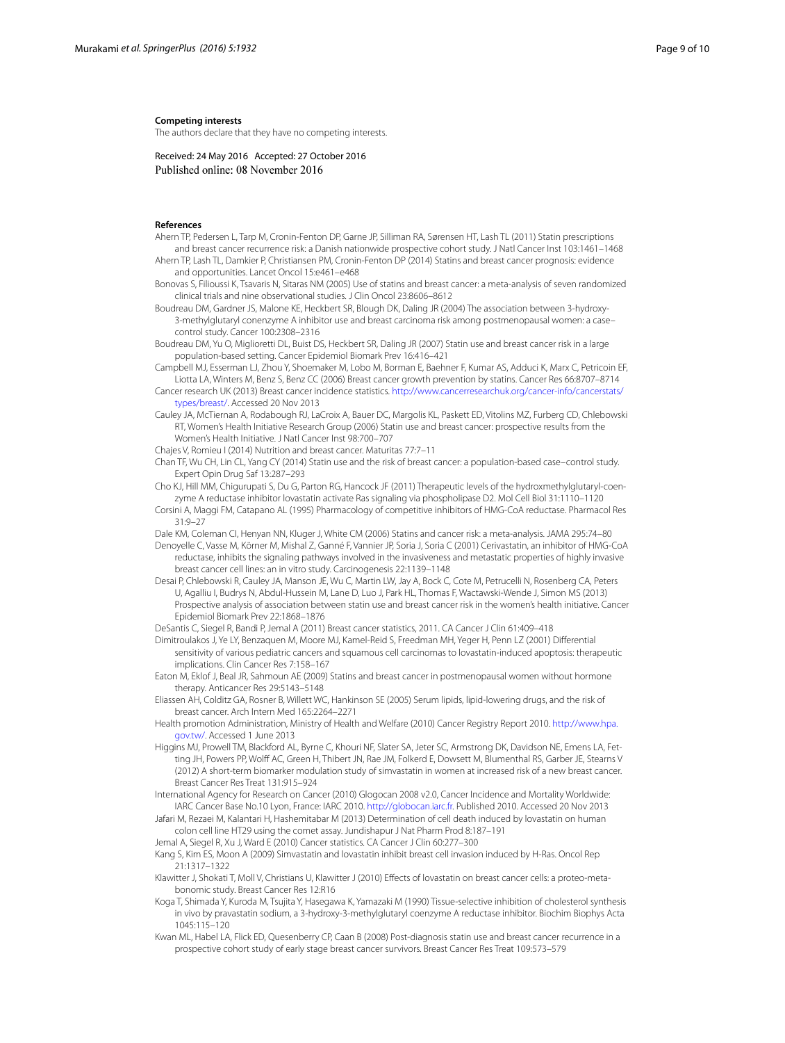**Competing interests**

The authors declare that they have no competing interests.

Received: 24 May 2016 Accepted: 27 October 2016
Published online: 08 November 2016

**References**

Ahern TP, Pedersen L, Tarp M, Cronin-Fenton DP, Garne JP, Silliman RA, Sørensen HT, Lash TL (2011) Statin prescriptions and breast cancer recurrence risk: a Danish nationwide prospective cohort study. J Natl Cancer Inst 103:1461–1468

Ahern TP, Lash TL, Damkier P, Christiansen PM, Cronin-Fenton DP (2014) Statins and breast cancer prognosis: evidence and opportunities. Lancet Oncol 15:e461–e468

Bonovas S, Filioussi K, Tsavaris N, Sitaras NM (2005) Use of statins and breast cancer: a meta-analysis of seven randomized clinical trials and nine observational studies. J Clin Oncol 23:8606–8612

Boudreau DM, Gardner JS, Malone KE, Heckbert SR, Blough DK, Daling JR (2004) The association between 3-hydroxy-3-methylglutaryl conenzyme A inhibitor use and breast carcinoma risk among postmenopausal women: a case–control study. Cancer 100:2308–2316

Boudreau DM, Yu O, Miglioretti DL, Buist DS, Heckbert SR, Daling JR (2007) Statin use and breast cancer risk in a large population-based setting. Cancer Epidemiol Biomark Prev 16:416–421

Campbell MJ, Esserman LJ, Zhou Y, Shoemaker M, Lobo M, Borman E, Baehner F, Kumar AS, Adduci K, Marx C, Petricoin EF, Liotta LA, Winters M, Benz S, Benz CC (2006) Breast cancer growth prevention by statins. Cancer Res 66:8707–8714

Cancer research UK (2013) Breast cancer incidence statistics. http://www.cancerresearchuk.org/cancer-info/cancerstats/types/breast/. Accessed 20 Nov 2013

Cauley JA, McTiernan A, Rodabough RJ, LaCroix A, Bauer DC, Margolis KL, Paskett ED, Vitolins MZ, Furberg CD, Chlebowski RT, Women's Health Initiative Research Group (2006) Statin use and breast cancer: prospective results from the Women's Health Initiative. J Natl Cancer Inst 98:700–707

Chajes V, Romieu I (2014) Nutrition and breast cancer. Maturitas 77:7–11

Chan TF, Wu CH, Lin CL, Yang CY (2014) Statin use and the risk of breast cancer: a population-based case–control study. Expert Opin Drug Saf 13:287–293

Cho KJ, Hill MM, Chigurupati S, Du G, Parton RG, Hancock JF (2011) Therapeutic levels of the hydroxmethylglutaryl-coenzyme A reductase inhibitor lovastatin activate Ras signaling via phospholipase D2. Mol Cell Biol 31:1110–1120

Corsini A, Maggi FM, Catapano AL (1995) Pharmacology of competitive inhibitors of HMG-CoA reductase. Pharmacol Res 31:9–27

Dale KM, Coleman CI, Henyan NN, Kluger J, White CM (2006) Statins and cancer risk: a meta-analysis. JAMA 295:74–80

Denoyelle C, Vasse M, Körner M, Mishal Z, Ganné F, Vannier JP, Soria J, Soria C (2001) Cerivastatin, an inhibitor of HMG-CoA reductase, inhibits the signaling pathways involved in the invasiveness and metastatic properties of highly invasive breast cancer cell lines: an in vitro study. Carcinogenesis 22:1139–1148

Desai P, Chlebowski R, Cauley JA, Manson JE, Wu C, Martin LW, Jay A, Bock C, Cote M, Petrucelli N, Rosenberg CA, Peters U, Agalliu I, Budrys N, Abdul-Hussein M, Lane D, Luo J, Park HL, Thomas F, Wactawski-Wende J, Simon MS (2013) Prospective analysis of association between statin use and breast cancer risk in the women's health initiative. Cancer Epidemiol Biomark Prev 22:1868–1876

DeSantis C, Siegel R, Bandi P, Jemal A (2011) Breast cancer statistics, 2011. CA Cancer J Clin 61:409–418

Dimitroulakos J, Ye LY, Benzaquen M, Moore MJ, Kamel-Reid S, Freedman MH, Yeger H, Penn LZ (2001) Differential sensitivity of various pediatric cancers and squamous cell carcinomas to lovastatin-induced apoptosis: therapeutic implications. Clin Cancer Res 7:158–167

Eaton M, Eklof J, Beal JR, Sahmoun AE (2009) Statins and breast cancer in postmenopausal women without hormone therapy. Anticancer Res 29:5143–5148

Eliassen AH, Colditz GA, Rosner B, Willett WC, Hankinson SE (2005) Serum lipids, lipid-lowering drugs, and the risk of breast cancer. Arch Intern Med 165:2264–2271

Health promotion Administration, Ministry of Health and Welfare (2010) Cancer Registry Report 2010. http://www.hpa.gov.tw/. Accessed 1 June 2013

Higgins MJ, Prowell TM, Blackford AL, Byrne C, Khouri NF, Slater SA, Jeter SC, Armstrong DK, Davidson NE, Emens LA, Fetting JH, Powers PP, Wolff AC, Green H, Thibert JN, Rae JM, Folkerd E, Dowsett M, Blumenthal RS, Garber JE, Stearns V (2012) A short-term biomarker modulation study of simvastatin in women at increased risk of a new breast cancer. Breast Cancer Res Treat 131:915–924

International Agency for Research on Cancer (2010) Glogocan 2008 v2.0, Cancer Incidence and Mortality Worldwide: IARC Cancer Base No.10 Lyon, France: IARC 2010. http://globocan.iarc.fr. Published 2010. Accessed 20 Nov 2013

Jafari M, Rezaei M, Kalantari H, Hashemitabar M (2013) Determination of cell death induced by lovastatin on human colon cell line HT29 using the comet assay. Jundishapur J Nat Pharm Prod 8:187–191

Jemal A, Siegel R, Xu J, Ward E (2010) Cancer statistics. CA Cancer J Clin 60:277–300

Kang S, Kim ES, Moon A (2009) Simvastatin and lovastatin inhibit breast cell invasion induced by H-Ras. Oncol Rep 21:1317–1322

Klawitter J, Shokati T, Moll V, Christians U, Klawitter J (2010) Effects of lovastatin on breast cancer cells: a proteo-metabonomic study. Breast Cancer Res 12:R16

Koga T, Shimada Y, Kuroda M, Tsujita Y, Hasegawa K, Yamazaki M (1990) Tissue-selective inhibition of cholesterol synthesis in vivo by pravastatin sodium, a 3-hydroxy-3-methylglutaryl coenzyme A reductase inhibitor. Biochim Biophys Acta 1045:115–120

Kwan ML, Habel LA, Flick ED, Quesenberry CP, Caan B (2008) Post-diagnosis statin use and breast cancer recurrence in a prospective cohort study of early stage breast cancer survivors. Breast Cancer Res Treat 109:573–579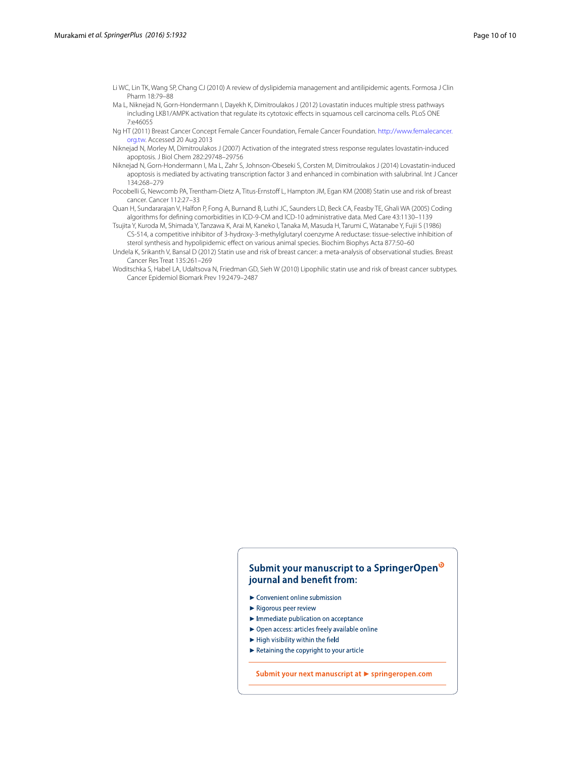Li WC, Lin TK, Wang SP, Chang CJ (2010) A review of dyslipidemia management and antilipidemic agents. Formosa J Clin Pharm 18:79–88

Ma L, Niknejad N, Gorn-Hondermann I, Dayekh K, Dimitroulakos J (2012) Lovastatin induces multiple stress pathways including LKB1/AMPK activation that regulate its cytotoxic effects in squamous cell carcinoma cells. PLoS ONE 7:e46055

Ng HT (2011) Breast Cancer Concept Female Cancer Foundation, Female Cancer Foundation. http://www.femalecancer.org.tw. Accessed 20 Aug 2013

Niknejad N, Morley M, Dimitroulakos J (2007) Activation of the integrated stress response regulates lovastatin-induced apoptosis. J Biol Chem 282:29748–29756

Niknejad N, Gorn-Hondermann I, Ma L, Zahr S, Johnson-Obeseki S, Corsten M, Dimitroulakos J (2014) Lovastatin-induced apoptosis is mediated by activating transcription factor 3 and enhanced in combination with salubrinal. Int J Cancer 134:268–279

Pocobelli G, Newcomb PA, Trentham-Dietz A, Titus-Ernstoff L, Hampton JM, Egan KM (2008) Statin use and risk of breast cancer. Cancer 112:27–33

Quan H, Sundararajan V, Halfon P, Fong A, Burnand B, Luthi JC, Saunders LD, Beck CA, Feasby TE, Ghali WA (2005) Coding algorithms for defining comorbidities in ICD-9-CM and ICD-10 administrative data. Med Care 43:1130–1139

Tsujita Y, Kuroda M, Shimada Y, Tanzawa K, Arai M, Kaneko I, Tanaka M, Masuda H, Tarumi C, Watanabe Y, Fujii S (1986) CS-514, a competitive inhibitor of 3-hydroxy-3-methylglutaryl coenzyme A reductase: tissue-selective inhibition of sterol synthesis and hypolipidemic effect on various animal species. Biochim Biophys Acta 877:50–60

Undela K, Srikanth V, Bansal D (2012) Statin use and risk of breast cancer: a meta-analysis of observational studies. Breast Cancer Res Treat 135:261–269

Woditschka S, Habel LA, Udaltsova N, Friedman GD, Sieh W (2010) Lipophilic statin use and risk of breast cancer subtypes. Cancer Epidemiol Biomark Prev 19:2479–2487

**Submit your manuscript to a SpringerOpen journal and benefit from:**

- ► Convenient online submission
- ► Rigorous peer review
- ► Immediate publication on acceptance
- ► Open access: articles freely available online
- ► High visibility within the field
- ► Retaining the copyright to your article

**Submit your next manuscript at ► springeropen.com**